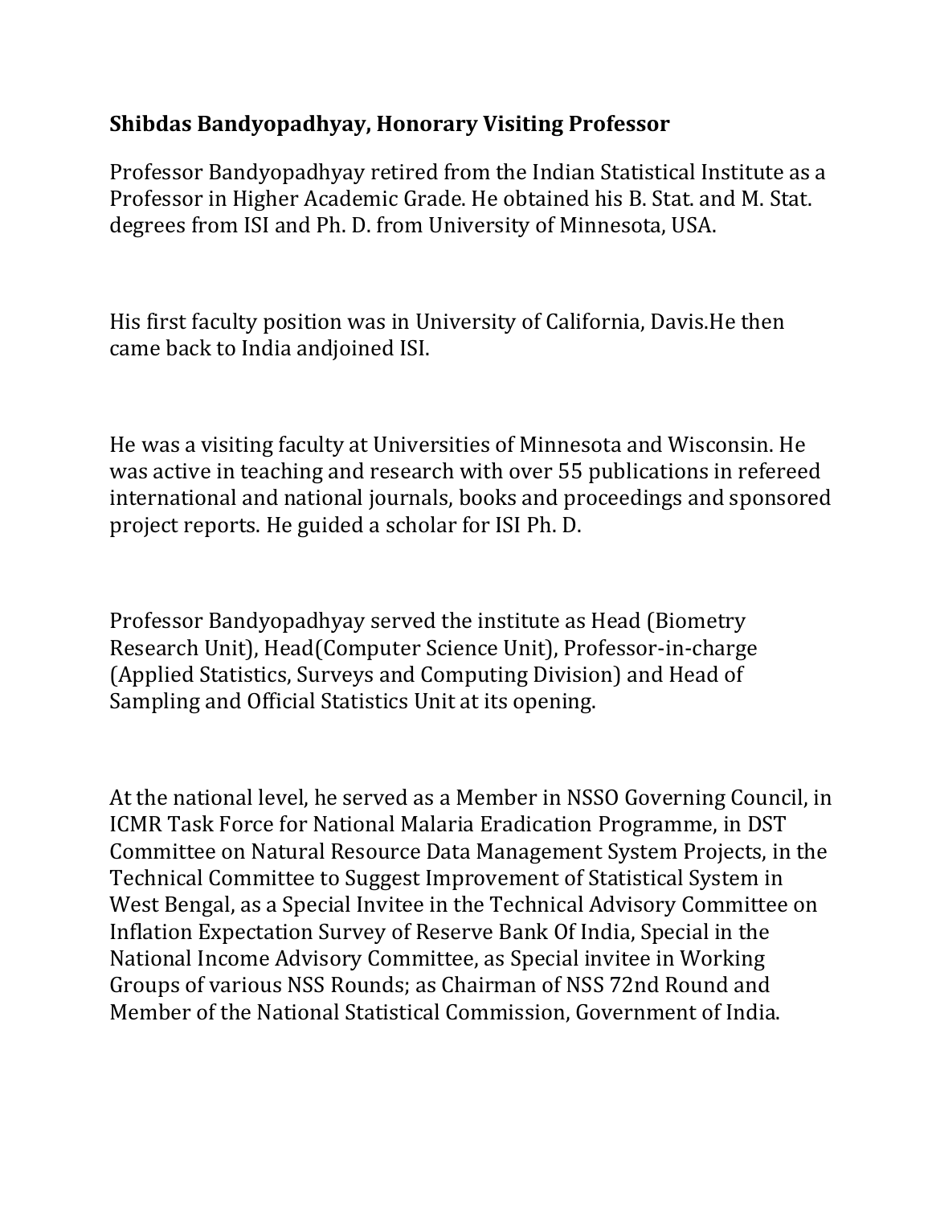**Shibdas Bandyopadhyay, Honorary Visiting Professor**

Professor Bandyopadhyay retired from the Indian Statistical Institute as a Professor in Higher Academic Grade. He obtained his B. Stat. and M. Stat. degrees from ISI and Ph. D. from University of Minnesota, USA.

His first faculty position was in University of California, Davis.He then came back to India andjoined ISI.

He was a visiting faculty at Universities of Minnesota and Wisconsin. He was active in teaching and research with over 55 publications in refereed international and national journals, books and proceedings and sponsored project reports. He guided a scholar for ISI Ph. D.

Professor Bandyopadhyay served the institute as Head (Biometry Research Unit), Head(Computer Science Unit), Professor-in-charge (Applied Statistics, Surveys and Computing Division) and Head of Sampling and Official Statistics Unit at its opening.

At the national level, he served as a Member in NSSO Governing Council, in ICMR Task Force for National Malaria Eradication Programme, in DST Committee on Natural Resource Data Management System Projects, in the Technical Committee to Suggest Improvement of Statistical System in West Bengal, as a Special Invitee in the Technical Advisory Committee on Inflation Expectation Survey of Reserve Bank Of India, Special in the National Income Advisory Committee, as Special invitee in Working Groups of various NSS Rounds; as Chairman of NSS 72nd Round and Member of the National Statistical Commission, Government of India.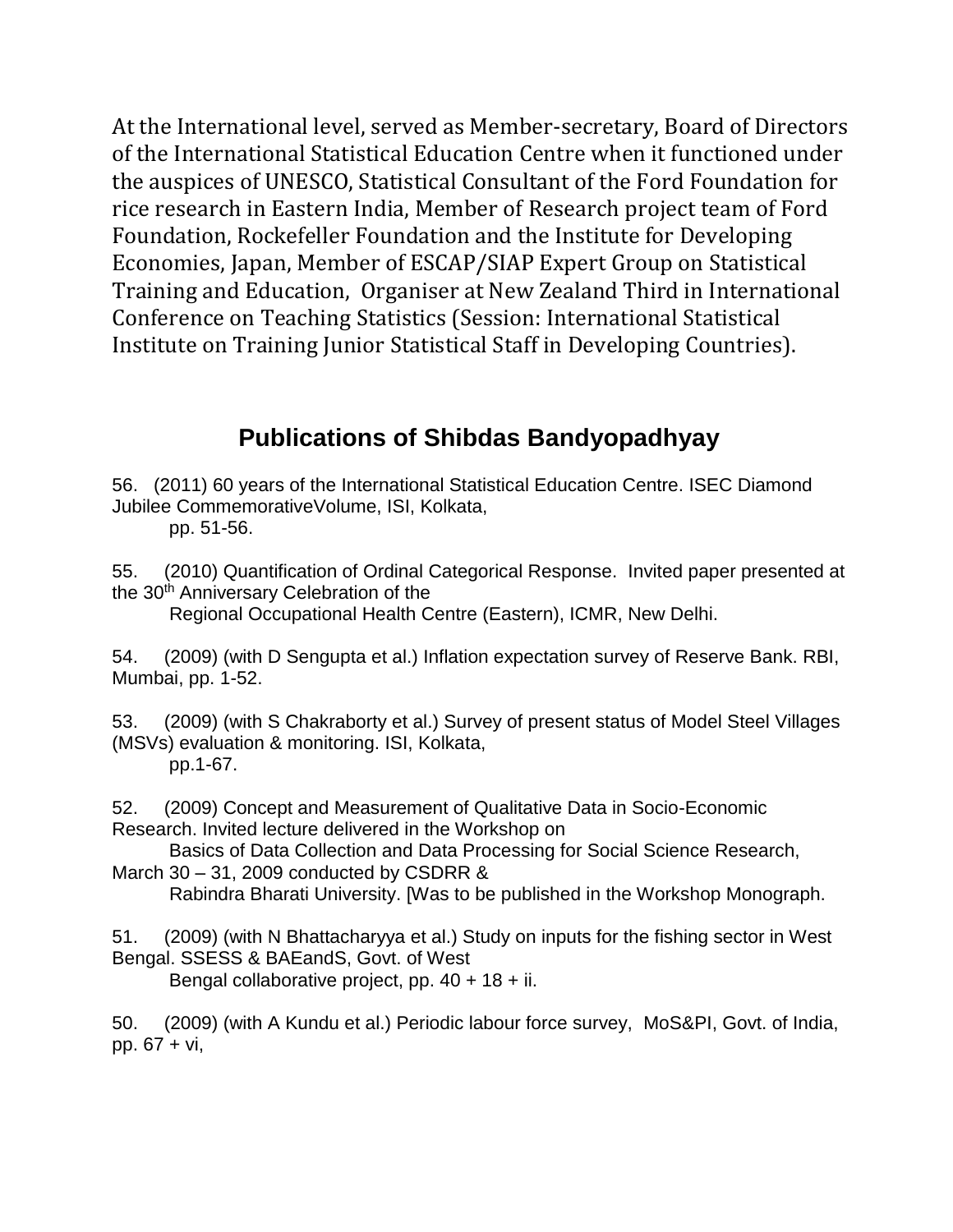At the International level, served as Member-secretary, Board of Directors of the International Statistical Education Centre when it functioned under the auspices of UNESCO, Statistical Consultant of the Ford Foundation for rice research in Eastern India, Member of Research project team of Ford Foundation, Rockefeller Foundation and the Institute for Developing Economies, Japan, Member of ESCAP/SIAP Expert Group on Statistical Training and Education, Organiser at New Zealand Third in International Conference on Teaching Statistics (Session: International Statistical Institute on Training Junior Statistical Staff in Developing Countries).

## Publications of Shibdas Bandyopadhyay

56. (2011) 60 years of the International Statistical Education Centre. ISEC Diamond Jubilee CommemorativeVolume, ISI, Kolkata, pp. 51-56.

55. (2010) Quantification of Ordinal Categorical Response. Invited paper presented at the 30th Anniversary Celebration of the Regional Occupational Health Centre (Eastern), ICMR, New Delhi.

54. (2009) (with D Sengupta et al.) Inflation expectation survey of Reserve Bank. RBI, Mumbai, pp. 1-52.

53. (2009) (with S Chakraborty et al.) Survey of present status of Model Steel Villages (MSVs) evaluation & monitoring. ISI, Kolkata, pp.1-67.

52. (2009) Concept and Measurement of Qualitative Data in Socio-Economic Research. Invited lecture delivered in the Workshop on Basics of Data Collection and Data Processing for Social Science Research, March 30 – 31, 2009 conducted by CSDRR & Rabindra Bharati University. [Was to be published in the Workshop Monograph.

51. (2009) (with N Bhattacharyya et al.) Study on inputs for the fishing sector in West Bengal. SSESS & BAEandS, Govt. of West Bengal collaborative project, pp. 40 + 18 + ii.

50. (2009) (with A Kundu et al.) Periodic labour force survey, MoS&PI, Govt. of India, pp. 67 + vi,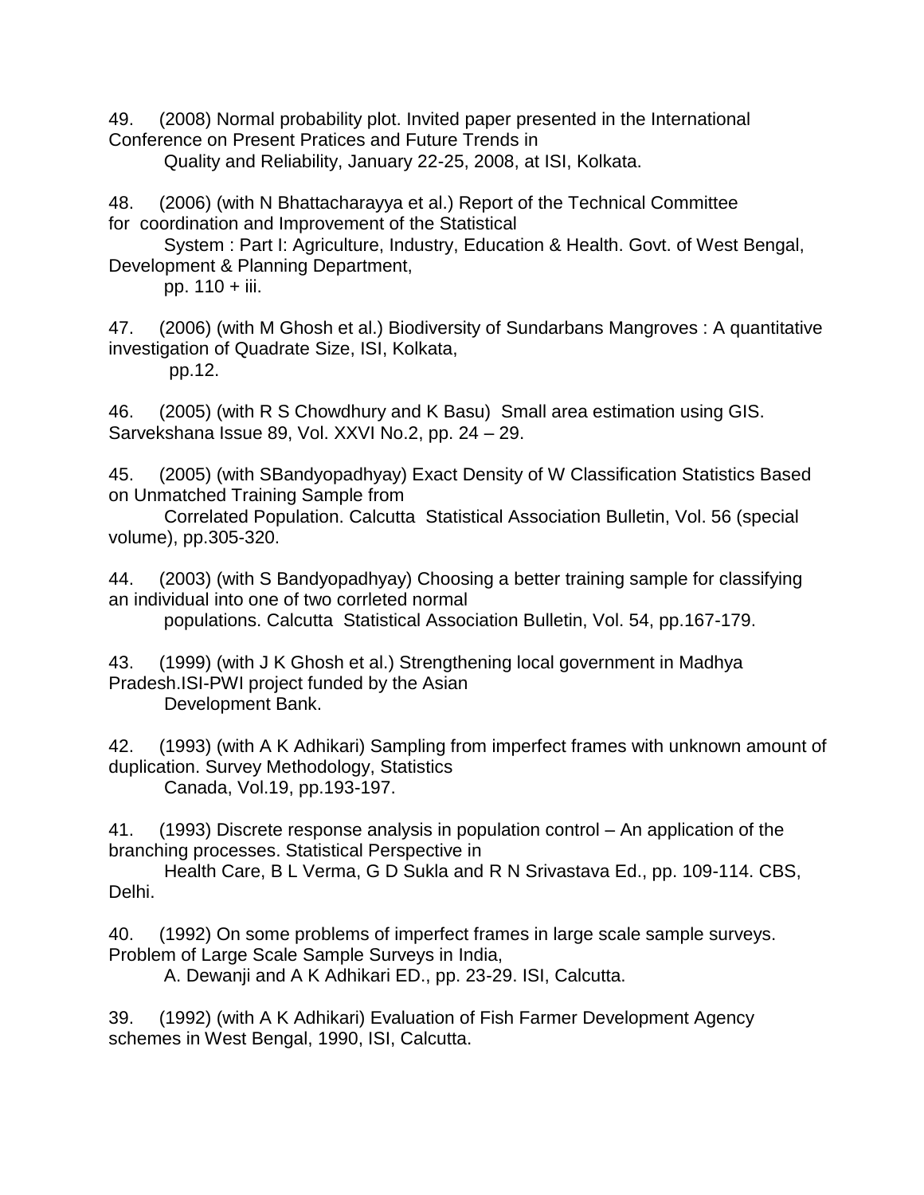49. (2008) Normal probability plot. Invited paper presented in the International Conference on Present Pratices and Future Trends in Quality and Reliability, January 22-25, 2008, at ISI, Kolkata.

48. (2006) (with N Bhattacharayya et al.) Report of the Technical Committee for coordination and Improvement of the Statistical System : Part I: Agriculture, Industry, Education & Health. Govt. of West Bengal, Development & Planning Department, pp. 110 + iii.

47. (2006) (with M Ghosh et al.) Biodiversity of Sundarbans Mangroves : A quantitative investigation of Quadrate Size, ISI, Kolkata, pp.12.

46. (2005) (with R S Chowdhury and K Basu) Small area estimation using GIS. Sarvekshana Issue 89, Vol. XXVI No.2, pp. 24 – 29.

45. (2005) (with SBandyopadhyay) Exact Density of W Classification Statistics Based on Unmatched Training Sample from Correlated Population. Calcutta Statistical Association Bulletin, Vol. 56 (special volume), pp.305-320.

44. (2003) (with S Bandyopadhyay) Choosing a better training sample for classifying an individual into one of two corrleted normal populations. Calcutta Statistical Association Bulletin, Vol. 54, pp.167-179.

43. (1999) (with J K Ghosh et al.) Strengthening local government in Madhya Pradesh.ISI-PWI project funded by the Asian Development Bank.

42. (1993) (with A K Adhikari) Sampling from imperfect frames with unknown amount of duplication. Survey Methodology, Statistics Canada, Vol.19, pp.193-197.

41. (1993) Discrete response analysis in population control – An application of the branching processes. Statistical Perspective in Health Care, B L Verma, G D Sukla and R N Srivastava Ed., pp. 109-114. CBS, Delhi.

40. (1992) On some problems of imperfect frames in large scale sample surveys. Problem of Large Scale Sample Surveys in India, A. Dewanji and A K Adhikari ED., pp. 23-29. ISI, Calcutta.

39. (1992) (with A K Adhikari) Evaluation of Fish Farmer Development Agency schemes in West Bengal, 1990, ISI, Calcutta.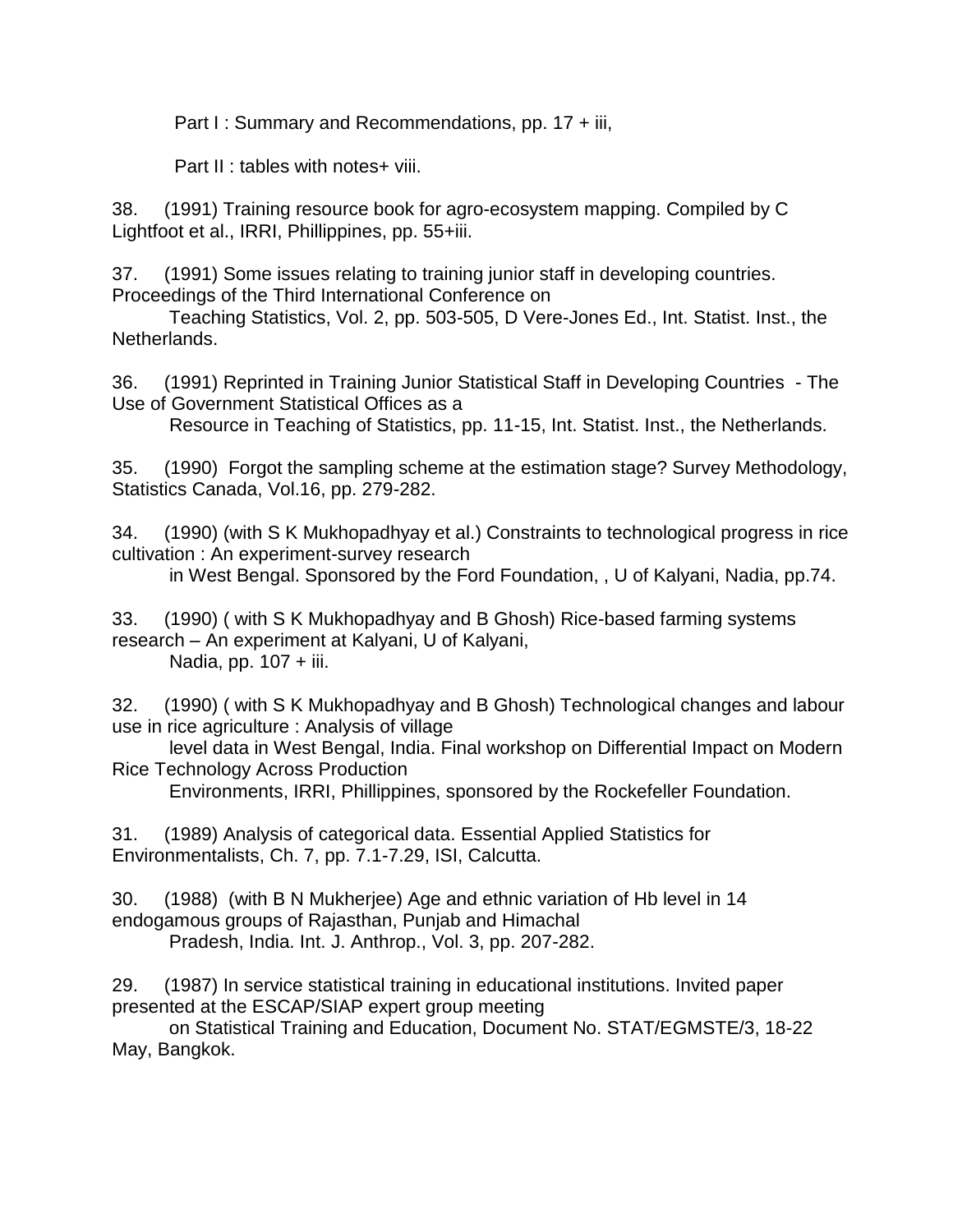Part I : Summary and Recommendations, pp. 17 + iii,

Part II : tables with notes+ viii.

38. (1991) Training resource book for agro-ecosystem mapping. Compiled by C Lightfoot et al., IRRI, Phillippines, pp. 55+iii.

37. (1991) Some issues relating to training junior staff in developing countries. Proceedings of the Third International Conference on Teaching Statistics, Vol. 2, pp. 503-505, D Vere-Jones Ed., Int. Statist. Inst., the Netherlands.

36. (1991) Reprinted in Training Junior Statistical Staff in Developing Countries - The Use of Government Statistical Offices as a Resource in Teaching of Statistics, pp. 11-15, Int. Statist. Inst., the Netherlands.

35. (1990) Forgot the sampling scheme at the estimation stage? Survey Methodology, Statistics Canada, Vol.16, pp. 279-282.

34. (1990) (with S K Mukhopadhyay et al.) Constraints to technological progress in rice cultivation : An experiment-survey research in West Bengal. Sponsored by the Ford Foundation, , U of Kalyani, Nadia, pp.74.

33. (1990) ( with S K Mukhopadhyay and B Ghosh) Rice-based farming systems research – An experiment at Kalyani, U of Kalyani, Nadia, pp. 107 + iii.

32. (1990) ( with S K Mukhopadhyay and B Ghosh) Technological changes and labour use in rice agriculture : Analysis of village level data in West Bengal, India. Final workshop on Differential Impact on Modern Rice Technology Across Production Environments, IRRI, Phillippines, sponsored by the Rockefeller Foundation.

31. (1989) Analysis of categorical data. Essential Applied Statistics for Environmentalists, Ch. 7, pp. 7.1-7.29, ISI, Calcutta.

30. (1988) (with B N Mukherjee) Age and ethnic variation of Hb level in 14 endogamous groups of Rajasthan, Punjab and Himachal Pradesh, India. Int. J. Anthrop., Vol. 3, pp. 207-282.

29. (1987) In service statistical training in educational institutions. Invited paper presented at the ESCAP/SIAP expert group meeting on Statistical Training and Education, Document No. STAT/EGMSTE/3, 18-22 May, Bangkok.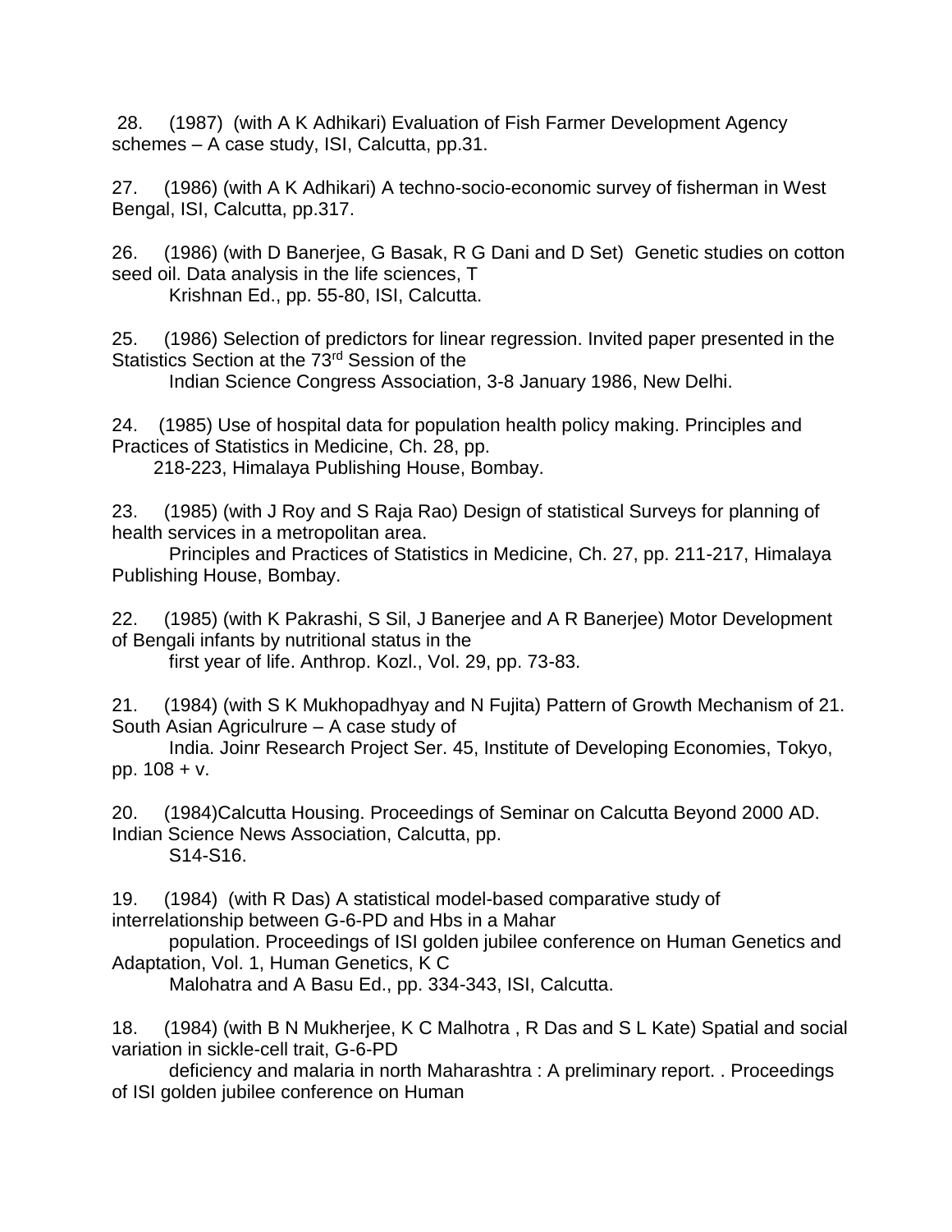28. (1987) (with A K Adhikari) Evaluation of Fish Farmer Development Agency schemes – A case study, ISI, Calcutta, pp.31.

27. (1986) (with A K Adhikari) A techno-socio-economic survey of fisherman in West Bengal, ISI, Calcutta, pp.317.

26. (1986) (with D Banerjee, G Basak, R G Dani and D Set) Genetic studies on cotton seed oil. Data analysis in the life sciences, T Krishnan Ed., pp. 55-80, ISI, Calcutta.

25. (1986) Selection of predictors for linear regression. Invited paper presented in the Statistics Section at the 73rd Session of the Indian Science Congress Association, 3-8 January 1986, New Delhi.

24. (1985) Use of hospital data for population health policy making. Principles and Practices of Statistics in Medicine, Ch. 28, pp. 218-223, Himalaya Publishing House, Bombay.

23. (1985) (with J Roy and S Raja Rao) Design of statistical Surveys for planning of health services in a metropolitan area. Principles and Practices of Statistics in Medicine, Ch. 27, pp. 211-217, Himalaya Publishing House, Bombay.

22. (1985) (with K Pakrashi, S Sil, J Banerjee and A R Banerjee) Motor Development of Bengali infants by nutritional status in the first year of life. Anthrop. Kozl., Vol. 29, pp. 73-83.

21. (1984) (with S K Mukhopadhyay and N Fujita) Pattern of Growth Mechanism of 21. South Asian Agriculrure – A case study of India. Joinr Research Project Ser. 45, Institute of Developing Economies, Tokyo, pp. 108 + v.

20. (1984)Calcutta Housing. Proceedings of Seminar on Calcutta Beyond 2000 AD. Indian Science News Association, Calcutta, pp. S14-S16.

19. (1984) (with R Das) A statistical model-based comparative study of interrelationship between G-6-PD and Hbs in a Mahar population. Proceedings of ISI golden jubilee conference on Human Genetics and Adaptation, Vol. 1, Human Genetics, K C Malohatra and A Basu Ed., pp. 334-343, ISI, Calcutta.

18. (1984) (with B N Mukherjee, K C Malhotra , R Das and S L Kate) Spatial and social variation in sickle-cell trait, G-6-PD deficiency and malaria in north Maharashtra : A preliminary report. . Proceedings of ISI golden jubilee conference on Human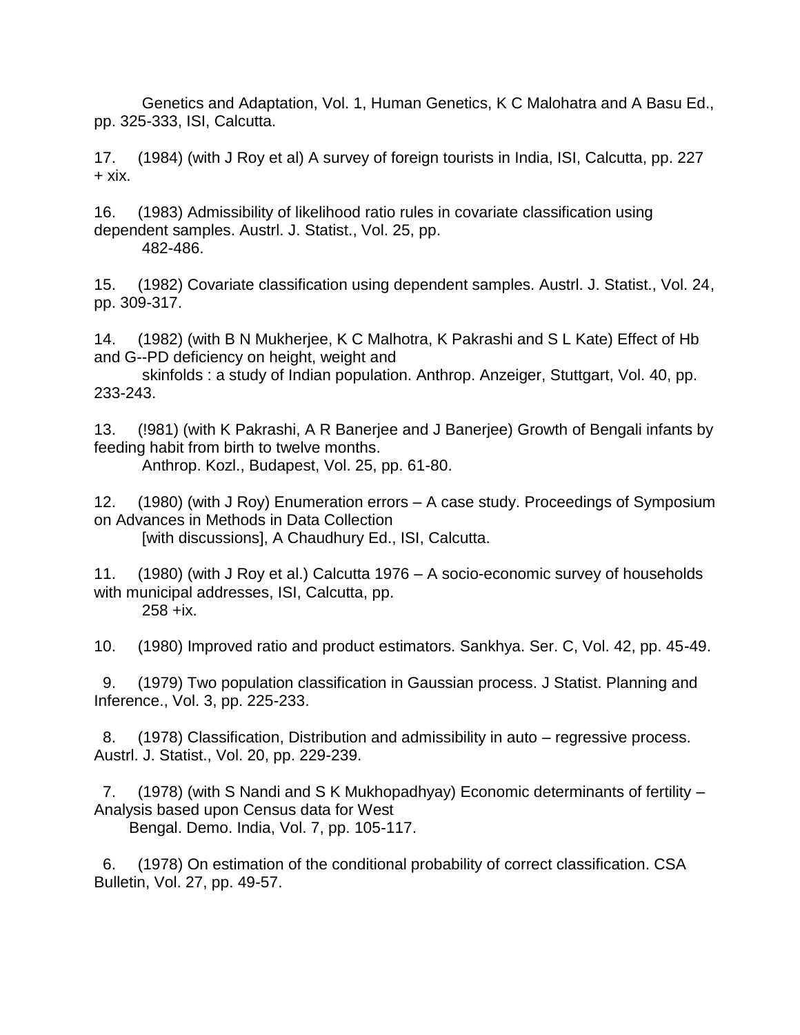Genetics and Adaptation, Vol. 1, Human Genetics, K C Malohatra and A Basu Ed., pp. 325-333, ISI, Calcutta.

17. (1984) (with J Roy et al) A survey of foreign tourists in India, ISI, Calcutta, pp. 227 + xix.

16. (1983) Admissibility of likelihood ratio rules in covariate classification using dependent samples. Austrl. J. Statist., Vol. 25, pp. 482-486.

15. (1982) Covariate classification using dependent samples. Austrl. J. Statist., Vol. 24, pp. 309-317.

14. (1982) (with B N Mukherjee, K C Malhotra, K Pakrashi and S L Kate) Effect of Hb and G--PD deficiency on height, weight and skinfolds : a study of Indian population. Anthrop. Anzeiger, Stuttgart, Vol. 40, pp. 233-243.

13. (!981) (with K Pakrashi, A R Banerjee and J Banerjee) Growth of Bengali infants by feeding habit from birth to twelve months. Anthrop. Kozl., Budapest, Vol. 25, pp. 61-80.

12. (1980) (with J Roy) Enumeration errors – A case study. Proceedings of Symposium on Advances in Methods in Data Collection [with discussions], A Chaudhury Ed., ISI, Calcutta.

11. (1980) (with J Roy et al.) Calcutta 1976 – A socio-economic survey of households with municipal addresses, ISI, Calcutta, pp. 258 +ix.

10. (1980) Improved ratio and product estimators. Sankhya. Ser. C, Vol. 42, pp. 45-49.

9. (1979) Two population classification in Gaussian process. J Statist. Planning and Inference., Vol. 3, pp. 225-233.

8. (1978) Classification, Distribution and admissibility in auto – regressive process. Austrl. J. Statist., Vol. 20, pp. 229-239.

7. (1978) (with S Nandi and S K Mukhopadhyay) Economic determinants of fertility – Analysis based upon Census data for West Bengal. Demo. India, Vol. 7, pp. 105-117.

6. (1978) On estimation of the conditional probability of correct classification. CSA Bulletin, Vol. 27, pp. 49-57.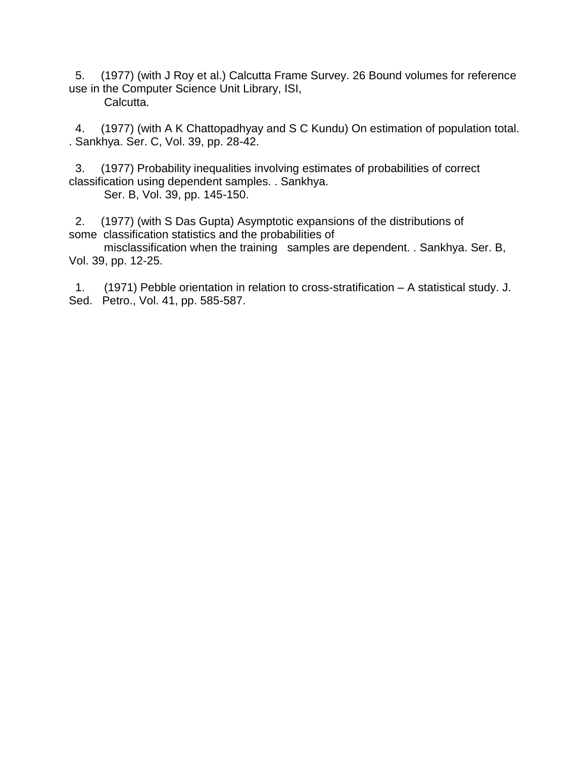5. (1977) (with J Roy et al.) Calcutta Frame Survey. 26 Bound volumes for reference use in the Computer Science Unit Library, ISI, Calcutta.

4. (1977) (with A K Chattopadhyay and S C Kundu) On estimation of population total. . Sankhya. Ser. C, Vol. 39, pp. 28-42.

3. (1977) Probability inequalities involving estimates of probabilities of correct classification using dependent samples. . Sankhya. Ser. B, Vol. 39, pp. 145-150.

2. (1977) (with S Das Gupta) Asymptotic expansions of the distributions of some classification statistics and the probabilities of misclassification when the training samples are dependent. . Sankhya. Ser. B, Vol. 39, pp. 12-25.

1. (1971) Pebble orientation in relation to cross-stratification – A statistical study. J. Sed. Petro., Vol. 41, pp. 585-587.